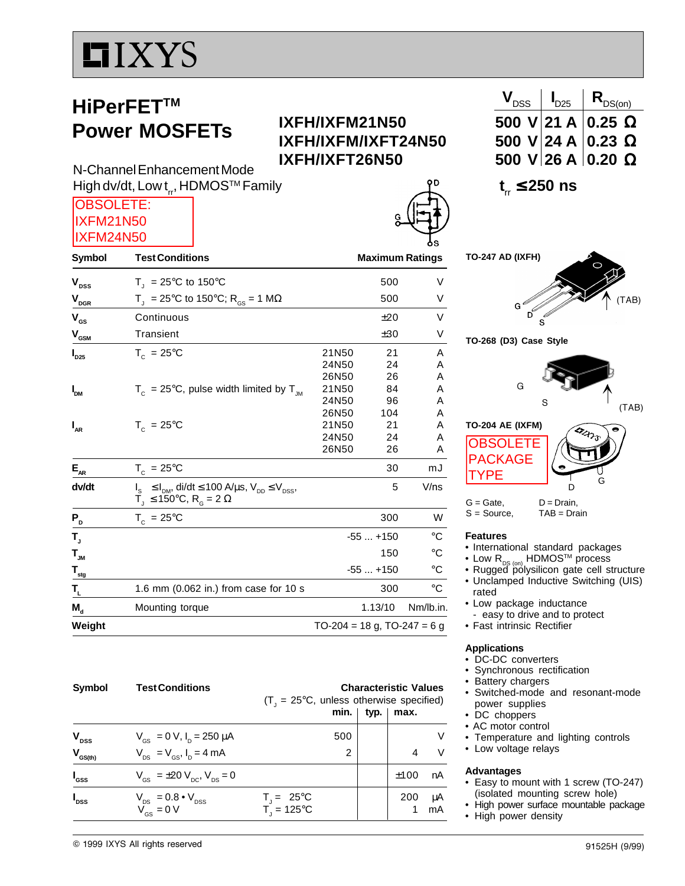# IXYS

## HiPerFET™ Power MOSFETs

N-Channel Enhancement Mode
High dv/dt, Low $t_{rr}$, HDMOS™ Family

OBSOLETE:
IXFM21N50
IXFM24N50

**IXFH/IXFM21N50**
**IXFH/IXFM/IXFT24N50**
**IXFH/IXFT26N50**

| $V_{DSS}$ | $I_{D25}$ | $R_{DS(on)}$ |
|---|---|---|
| 500 V | 21 A | 0.25 Ω |
| 500 V | 24 A | 0.23 Ω |
| 500 V | 26 A | 0.20 Ω |

$t_{rr} \leq 250$ ns

| Symbol | Test Conditions | | Maximum Ratings | |
|---|---|---|---|---|
| $V_{DSS}$ | $T_J$ = 25°C to 150°C | | 500 | V |
| $V_{DGR}$ | $T_J$ = 25°C to 150°C; $R_{GS}$ = 1 MΩ | | 500 | V |
| $V_{GS}$ | Continuous | | ±20 | V |
| $V_{GSM}$ | Transient | | ±30 | V |
| $I_{D25}$ | $T_C$ = 25°C | 21N50 | 21 | A |
| | | 24N50 | 24 | A |
| | | 26N50 | 26 | A |
| $I_{DM}$ | $T_C$ = 25°C, pulse width limited by $T_{JM}$ | 21N50 | 84 | A |
| | | 24N50 | 96 | A |
| | | 26N50 | 104 | A |
| $I_{AR}$ | $T_C$ = 25°C | 21N50 | 21 | A |
| | | 24N50 | 24 | A |
| | | 26N50 | 26 | A |
| $E_{AR}$ | $T_C$ = 25°C | | 30 | mJ |
| dv/dt | $I_S \leq I_{DM}$, di/dt ≤ 100 A/µs, $V_{DD} \leq V_{DSS}$, $T_J \leq$ 150°C, $R_G$ = 2 Ω | | 5 | V/ns |
| $P_D$ | $T_C$ = 25°C | | 300 | W |
| $T_J$ | | | -55 ... +150 | °C |
| $T_{JM}$ | | | 150 | °C |
| $T_{stg}$ | | | -55 ... +150 | °C |
| $T_L$ | 1.6 mm (0.062 in.) from case for 10 s | | 300 | °C |
| $M_d$ | Mounting torque | | 1.13/10 | Nm/lb.in. |
| Weight | | | TO-204 = 18 g, TO-247 = 6 g | |

| Symbol | Test Conditions | | Characteristic Values ($T_J$ = 25°C, unless otherwise specified) min. | typ. | max. | |
|---|---|---|---|---|---|---|
| $V_{DSS}$ | $V_{GS}$ = 0 V, $I_D$ = 250 µA | | 500 | | | V |
| $V_{GS(th)}$ | $V_{DS} = V_{GS}$, $I_D$ = 4 mA | | 2 | | 4 | V |
| $I_{GSS}$ | $V_{GS}$ = ±20 $V_{DC}$, $V_{DS}$ = 0 | | | | ±100 | nA |
| $I_{DSS}$ | $V_{DS}$ = 0.8 • $V_{DSS}$, $V_{GS}$ = 0 V | $T_J$ = 25°C | | | 200 | µA |
| | | $T_J$ = 125°C | | | 1 | mA |

TO-247 AD (IXFH)

G D S (TAB)

TO-268 (D3) Case Style

G S (TAB)

TO-204 AE (IXFM)

OBSOLETE PACKAGE TYPE

D G

G = Gate, D = Drain,
S = Source, TAB = Drain

### Features

- International standard packages
- Low $R_{DS\ (on)}$ HDMOS™ process
- Rugged polysilicon gate cell structure
- Unclamped Inductive Switching (UIS) rated
- Low package inductance
  - easy to drive and to protect
- Fast intrinsic Rectifier

### Applications

- DC-DC converters
- Synchronous rectification
- Battery chargers
- Switched-mode and resonant-mode power supplies
- DC choppers
- AC motor control
- Temperature and lighting controls
- Low voltage relays

### Advantages

- Easy to mount with 1 screw (TO-247) (isolated mounting screw hole)
- High power surface mountable package
- High power density

© 1999 IXYS All rights reserved

91525H (9/99)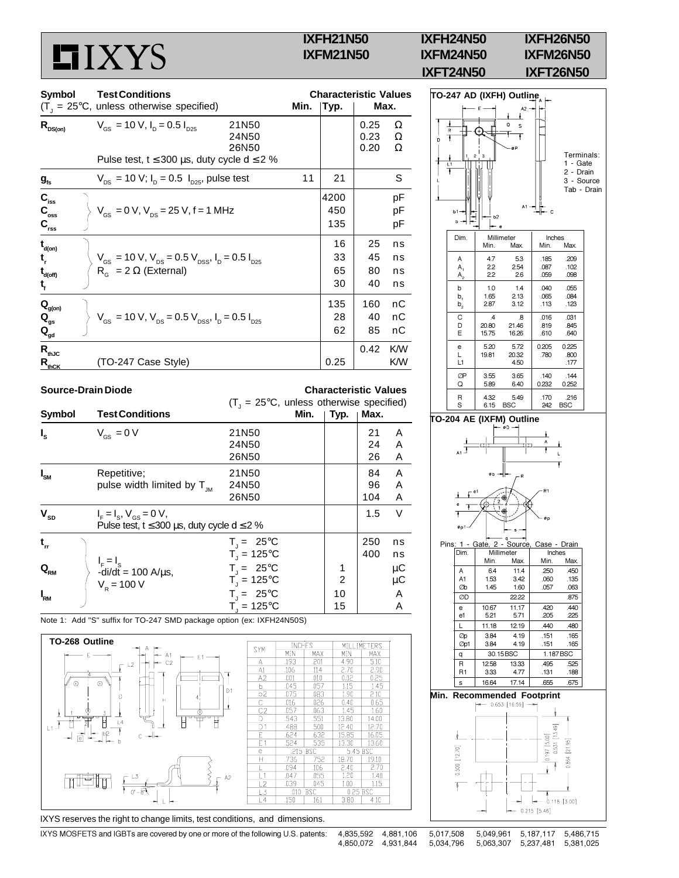IXFH21N50 IXFH24N50 IXFH26N50
IXFM21N50 IXFM24N50 IXFM26N50
IXFT24N50 IXFT26N50

| Symbol | Test Conditions ($T_J$ = 25°C, unless otherwise specified) | | Min. | Typ. | Max. | |
|---|---|---|---|---|---|---|
| $R_{DS(on)}$ | $V_{GS}$ = 10 V, $I_D$ = 0.5 $I_{D25}$ Pulse test, t ≤ 300 µs, duty cycle d ≤ 2 % | 21N50 | | | 0.25 | Ω |
| | | 24N50 | | | 0.23 | Ω |
| | | 26N50 | | | 0.20 | Ω |
| $g_{fs}$ | $V_{DS}$ = 10 V; $I_D$ = 0.5 $I_{D25}$, pulse test | | 11 | 21 | | S |
| $C_{iss}$ | $V_{GS}$ = 0 V, $V_{DS}$ = 25 V, f = 1 MHz | | | 4200 | | pF |
| $C_{oss}$ | | | | 450 | | pF |
| $C_{rss}$ | | | | 135 | | pF |
| $t_{d(on)}$ | $V_{GS}$ = 10 V, $V_{DS}$ = 0.5 $V_{DSS}$, $I_D$ = 0.5 $I_{D25}$ $R_G$ = 2 Ω (External) | | | 16 | 25 | ns |
| $t_r$ | | | | 33 | 45 | ns |
| $t_{d(off)}$ | | | | 65 | 80 | ns |
| $t_f$ | | | | 30 | 40 | ns |
| $Q_{g(on)}$ | $V_{GS}$ = 10 V, $V_{DS}$ = 0.5 $V_{DSS}$, $I_D$ = 0.5 $I_{D25}$ | | | 135 | 160 | nC |
| $Q_{gs}$ | | | | 28 | 40 | nC |
| $Q_{gd}$ | | | | 62 | 85 | nC |
| $R_{thJC}$ | | | | | 0.42 | K/W |
| $R_{thCK}$ | (TO-247 Case Style) | | | 0.25 | | K/W |

## Source-Drain Diode

Characteristic Values ($T_J$ = 25°C, unless otherwise specified)

| Symbol | Test Conditions | | Min. | Typ. | Max. | |
|---|---|---|---|---|---|---|
| $I_S$ | $V_{GS}$ = 0 V | 21N50 | | | 21 | A |
| | | 24N50 | | | 24 | A |
| | | 26N50 | | | 26 | A |
| $I_{SM}$ | Repetitive; pulse width limited by $T_{JM}$ | 21N50 | | | 84 | A |
| | | 24N50 | | | 96 | A |
| | | 26N50 | | | 104 | A |
| $V_{SD}$ | $I_F = I_S$, $V_{GS}$ = 0 V, Pulse test, t ≤ 300 µs, duty cycle d ≤ 2 % | | | | 1.5 | V |
| $t_{rr}$ | $I_F = I_S$ -di/dt = 100 A/µs, $V_R$ = 100 V | $T_J$ = 25°C | | | 250 | ns |
| | | $T_J$ = 125°C | | | 400 | ns |
| $Q_{RM}$ | | $T_J$ = 25°C | | 1 | | µC |
| | | $T_J$ = 125°C | | 2 | | µC |
| $I_{RM}$ | | $T_J$ = 25°C | | 10 | | A |
| | | $T_J$ = 125°C | | 15 | | A |

Note 1: Add "S" suffix for TO-247 SMD package option (ex: IXFH24N50S)

### TO-247 AD (IXFH) Outline

Terminals: 1 - Gate 2 - Drain 3 - Source Tab - Drain

| Dim. | Millimeter Min. | Millimeter Max. | Inches Min. | Inches Max. |
|---|---|---|---|---|
| A | 4.7 | 5.3 | .185 | .209 |
| $A_1$ | 2.2 | 2.54 | .087 | .102 |
| $A_2$ | 2.2 | 2.6 | .059 | .098 |
| b | 1.0 | 1.4 | .040 | .055 |
| $b_1$ | 1.65 | 2.13 | .065 | .084 |
| $b_2$ | 2.87 | 3.12 | .113 | .123 |
| C | .4 | .8 | .016 | .031 |
| D | 20.80 | 21.46 | .819 | .845 |
| E | 15.75 | 16.26 | .610 | .640 |
| e | 5.20 | 5.72 | 0.205 | 0.225 |
| L | 19.81 | 20.32 | .780 | .800 |
| L1 | | 4.50 | | .177 |
| ∅P | 3.55 | 3.65 | .140 | .144 |
| Q | 5.89 | 6.40 | 0.232 | 0.252 |
| R | 4.32 | 5.49 | .170 | .216 |
| S | 6.15 BSC | | 242 BSC | |

### TO-204 AE (IXFM) Outline

Pins: 1 - Gate, 2 - Source, Case - Drain

| Dim. | Millimeter Min. | Millimeter Max. | Inches Min. | Inches Max. |
|---|---|---|---|---|
| A | 6.4 | 11.4 | .250 | .450 |
| A1 | 1.53 | 3.42 | .060 | .135 |
| ∅b | 1.45 | 1.60 | .057 | .063 |
| ∅D | | 22.22 | | .875 |
| e | 10.67 | 11.17 | .420 | .440 |
| e1 | 5.21 | 5.71 | .205 | .225 |
| L | 11.18 | 12.19 | .440 | .480 |
| ∅p | 3.84 | 4.19 | .151 | .165 |
| ∅p1 | 3.84 | 4.19 | .151 | .165 |
| q | 30.15 BSC | | 1.187 BSC | |
| R | 12.58 | 13.33 | .495 | .525 |
| R1 | 3.33 | 4.77 | .131 | .188 |
| s | 16.64 | 17.14 | .655 | .675 |

### Min. Recommended Footprint

0.653 [16.59]
0.500 [12.70]
0.197 [5.00]
0.531 [13.49]
0.864 [21.95]
0.118 [3.00]
0.215 [5.46]

### TO-268 Outline

| SYM | INCHES MIN | INCHES MAX | MILLIMETERS MIN | MILLIMETERS MAX |
|---|---|---|---|---|
| A | .193 | .201 | 4.90 | 5.10 |
| A1 | .106 | .114 | 2.70 | 2.90 |
| A2 | .001 | .010 | 0.02 | 0.25 |
| b | .045 | .057 | 1.15 | 1.45 |
| b2 | .075 | .083 | 1.90 | 2.10 |
| C | .016 | .026 | 0.40 | 0.65 |
| C2 | .057 | .063 | 1.45 | 1.60 |
| D | .543 | .551 | 13.80 | 14.00 |
| D1 | .488 | .500 | 12.40 | 12.70 |
| E | .624 | .632 | 15.85 | 16.05 |
| E1 | .524 | .535 | 13.30 | 13.60 |
| e | .215 BSC | | 5.45 BSC | |
| H | .736 | .752 | 18.70 | 19.10 |
| L | .094 | .106 | 2.40 | 2.70 |
| L1 | .047 | .055 | 1.20 | 1.40 |
| L2 | .039 | .045 | 1.00 | 1.15 |
| L3 | .010 BSC | | 0.25 BSC | |
| L4 | .150 | .161 | 3.80 | 4.10 |

IXYS reserves the right to change limits, test conditions, and dimensions.

IXYS MOSFETS and IGBTs are covered by one or more of the following U.S. patents: 4,835,592 4,881,106 5,017,508 5,049,961 5,187,117 5,486,715 4,850,072 4,931,844 5,034,796 5,063,307 5,237,481 5,381,025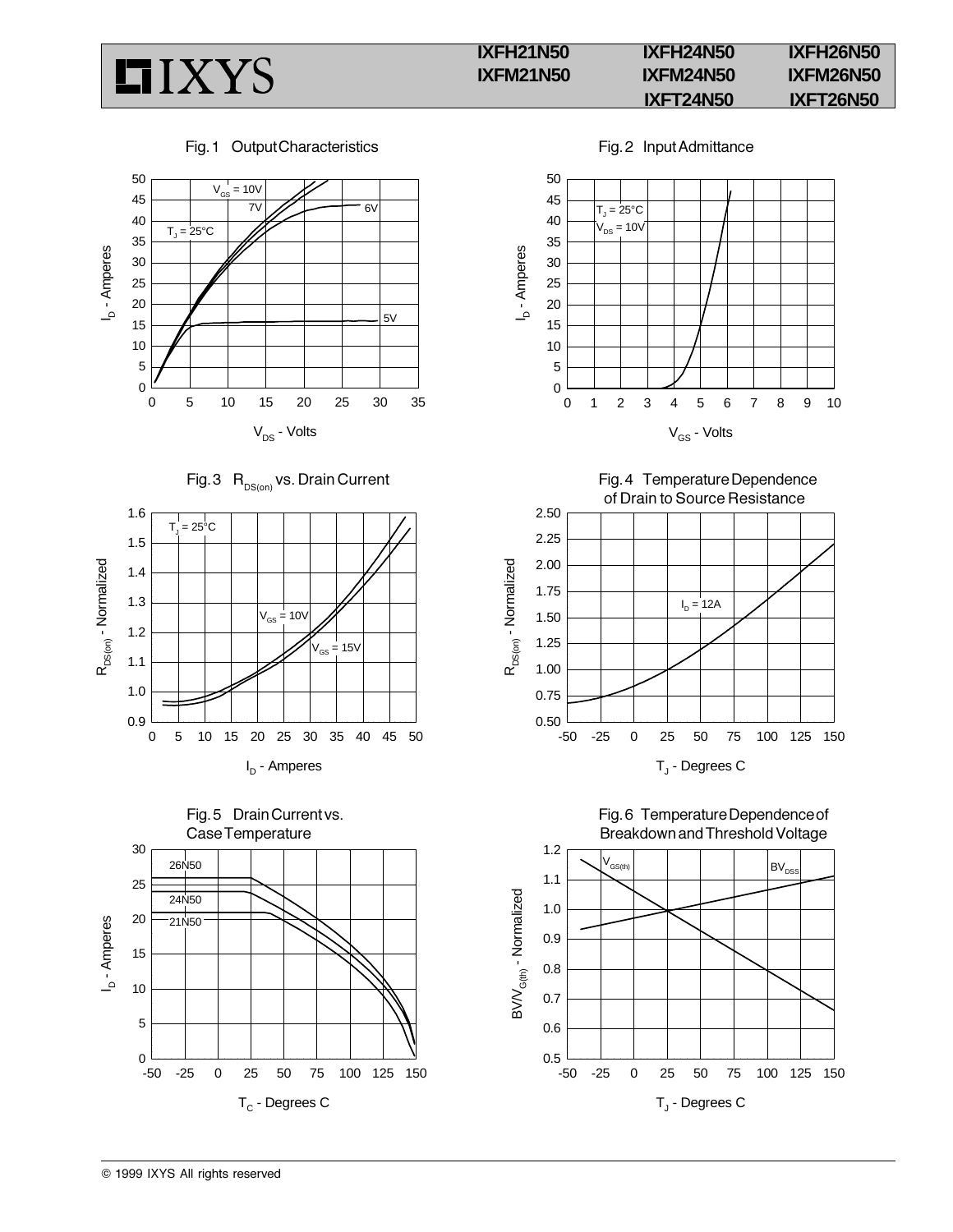Fig. 1 Output Characteristics

$V_{GS}$ = 10V

7V

6V

5V

$T_J$ = 25°C

$I_D$ - Amperes

$V_{DS}$ - Volts

0 5 10 15 20 25 30 35

0 5 10 15 20 25 30 35 40 45 50

Fig. 2 Input Admittance

$T_J$ = 25°C

$V_{DS}$ = 10V

$I_D$ - Amperes

$V_{GS}$ - Volts

0 1 2 3 4 5 6 7 8 9 10

0 5 10 15 20 25 30 35 40 45 50

Fig. 3 $R_{DS(on)}$ vs. Drain Current

$T_J$ = 25°C

$V_{GS}$ = 10V

$V_{GS}$ = 15V

$R_{DS(on)}$ - Normalized

$I_D$ - Amperes

0 5 10 15 20 25 30 35 40 45 50

0.9 1.0 1.1 1.2 1.3 1.4 1.5 1.6

Fig. 4 Temperature Dependence of Drain to Source Resistance

$I_D$ = 12A

$R_{DS(on)}$ - Normalized

$T_J$ - Degrees C

-50 -25 0 25 50 75 100 125 150

0.50 0.75 1.00 1.25 1.50 1.75 2.00 2.25 2.50

Fig. 5 Drain Current vs. Case Temperature

26N50

24N50

21N50

$I_D$ - Amperes

$T_C$ - Degrees C

-50 -25 0 25 50 75 100 125 150

0 5 10 15 20 25 30

Fig. 6 Temperature Dependence of Breakdown and Threshold Voltage

$V_{GS(th)}$

$BV_{DSS}$

$BV/V_{G(th)}$ - Normalized

$T_J$ - Degrees C

-50 -25 0 25 50 75 100 125 150

0.5 0.6 0.7 0.8 0.9 1.0 1.1 1.2

© 1999 IXYS All rights reserved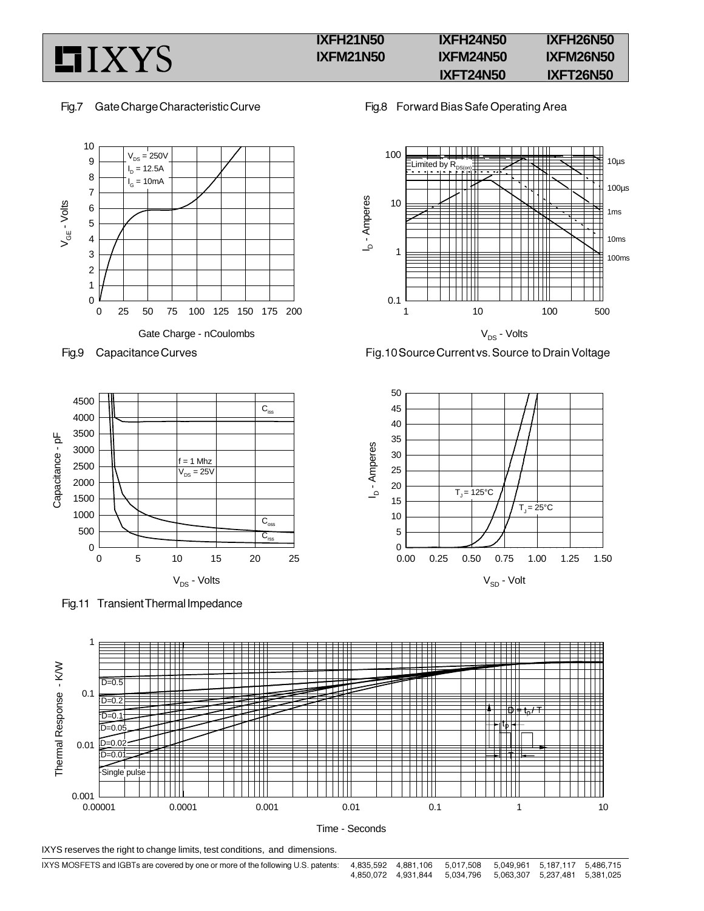Fig.7 Gate Charge Characteristic Curve

$V_{DS}$ = 250V
$I_D$ = 12.5A
$I_G$ = 10mA

$V_{GE}$ - Volts

0 1 2 3 4 5 6 7 8 9 10

0 25 50 75 100 125 150 175 200

Gate Charge - nCoulombs

Fig.8 Forward Bias Safe Operating Area

Limited by $R_{DS(on)}$

10µs
100µs
1ms
10ms
100ms

$I_D$ - Amperes

0.1 1 10 100

1 10 100 500

$V_{DS}$ - Volts

Fig.9 Capacitance Curves

$C_{iss}$

f = 1 Mhz
$V_{DS}$ = 25V

$C_{oss}$
$C_{rss}$

Capacitance - pF

0 500 1000 1500 2000 2500 3000 3500 4000 4500

0 5 10 15 20 25

$V_{DS}$ - Volts

Fig.10 Source Current vs. Source to Drain Voltage

$T_J$ = 125°C
$T_J$ = 25°C

$I_D$ - Amperes

0 5 10 15 20 25 30 35 40 45 50

0.00 0.25 0.50 0.75 1.00 1.25 1.50

$V_{SD}$ - Volt

Fig.11 Transient Thermal Impedance

D=0.5
D=0.2
D=0.1
D=0.05
D=0.02
D=0.01
Single pulse

D = $t_p$/ T
$t_p$
T

Thermal Response - K/W

0.001 0.01 0.1 1

0.00001 0.0001 0.001 0.01 0.1 1 10

Time - Seconds

IXYS reserves the right to change limits, test conditions, and dimensions.

IXYS MOSFETS and IGBTs are covered by one or more of the following U.S. patents: 4,835,592 4,881,106 5,017,508 5,049,961 5,187,117 5,486,715 4,850,072 4,931,844 5,034,796 5,063,307 5,237,481 5,381,025